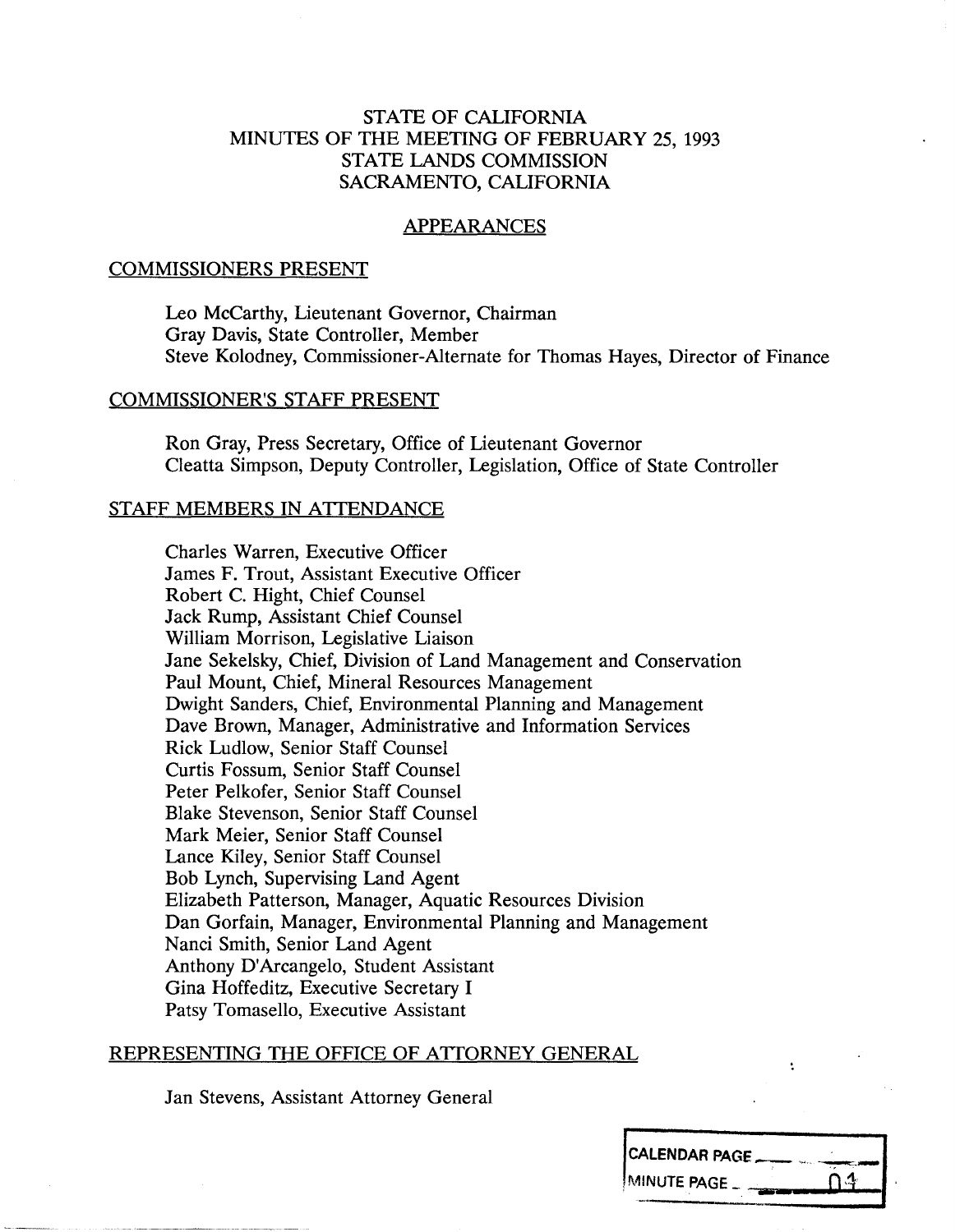# STATE OF CALIFORNIA
# MINUTES OF THE MEETING OF FEBRUARY 25, 1993
# STATE LANDS COMMISSION
# SACRAMENTO, CALIFORNIA

## APPEARANCES

### COMMISSIONERS PRESENT

Leo McCarthy, Lieutenant Governor, Chairman
Gray Davis, State Controller, Member
Steve Kolodney, Commissioner-Alternate for Thomas Hayes, Director of Finance

### COMMISSIONER'S STAFF PRESENT

Ron Gray, Press Secretary, Office of Lieutenant Governor
Cleatta Simpson, Deputy Controller, Legislation, Office of State Controller

### STAFF MEMBERS IN ATTENDANCE

Charles Warren, Executive Officer
James F. Trout, Assistant Executive Officer
Robert C. Hight, Chief Counsel
Jack Rump, Assistant Chief Counsel
William Morrison, Legislative Liaison
Jane Sekelsky, Chief, Division of Land Management and Conservation
Paul Mount, Chief, Mineral Resources Management
Dwight Sanders, Chief, Environmental Planning and Management
Dave Brown, Manager, Administrative and Information Services
Rick Ludlow, Senior Staff Counsel
Curtis Fossum, Senior Staff Counsel
Peter Pelkofer, Senior Staff Counsel
Blake Stevenson, Senior Staff Counsel
Mark Meier, Senior Staff Counsel
Lance Kiley, Senior Staff Counsel
Bob Lynch, Supervising Land Agent
Elizabeth Patterson, Manager, Aquatic Resources Division
Dan Gorfain, Manager, Environmental Planning and Management
Nanci Smith, Senior Land Agent
Anthony D'Arcangelo, Student Assistant
Gina Hoffeditz, Executive Secretary I
Patsy Tomasello, Executive Assistant

### REPRESENTING THE OFFICE OF ATTORNEY GENERAL

Jan Stevens, Assistant Attorney General

CALENDAR PAGE
MINUTE PAGE 01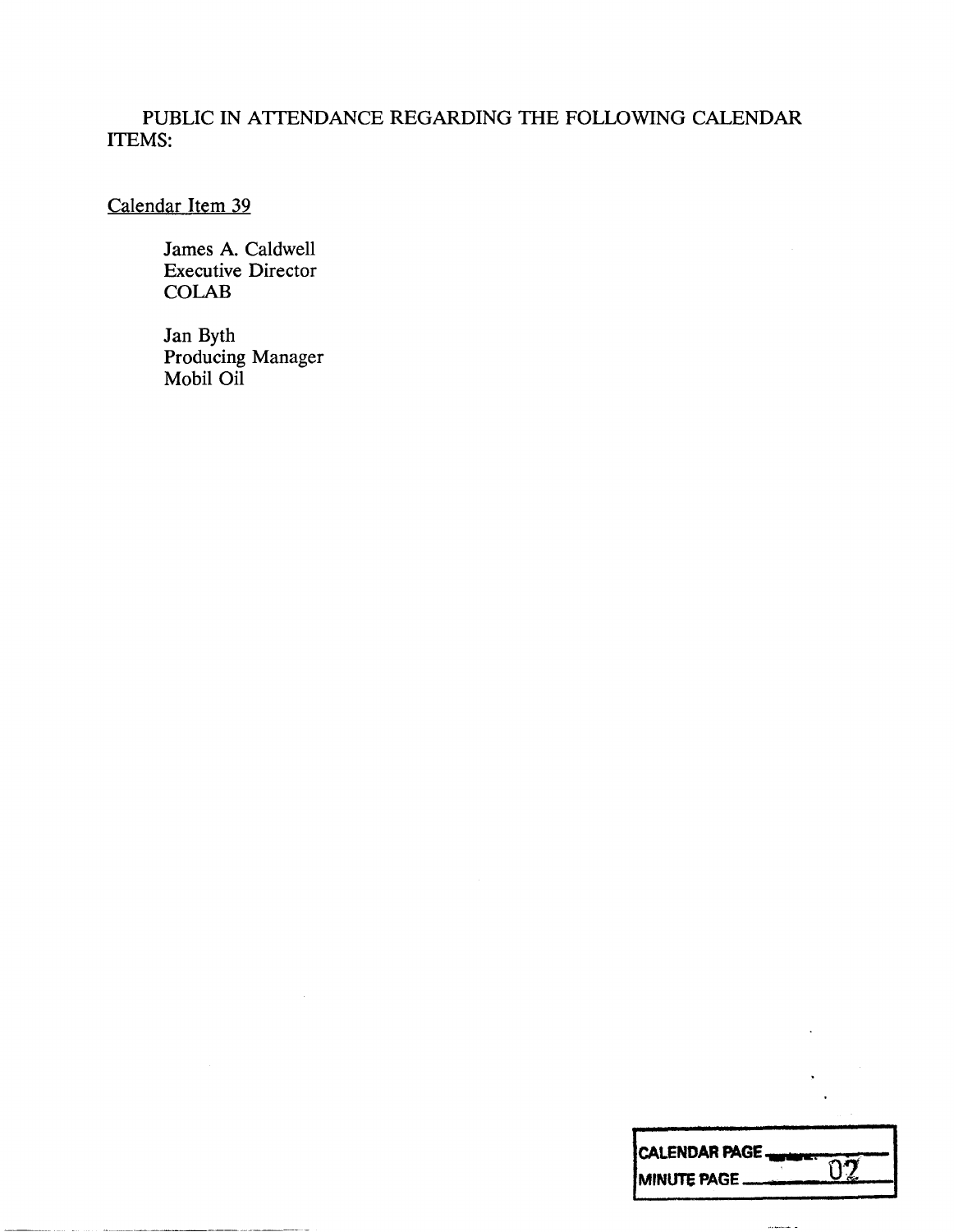PUBLIC IN ATTENDANCE REGARDING THE FOLLOWING CALENDAR ITEMS:

Calendar Item 39

James A. Caldwell
Executive Director
COLAB

Jan Byth
Producing Manager
Mobil Oil

CALENDAR PAGE ____
MINUTE PAGE 02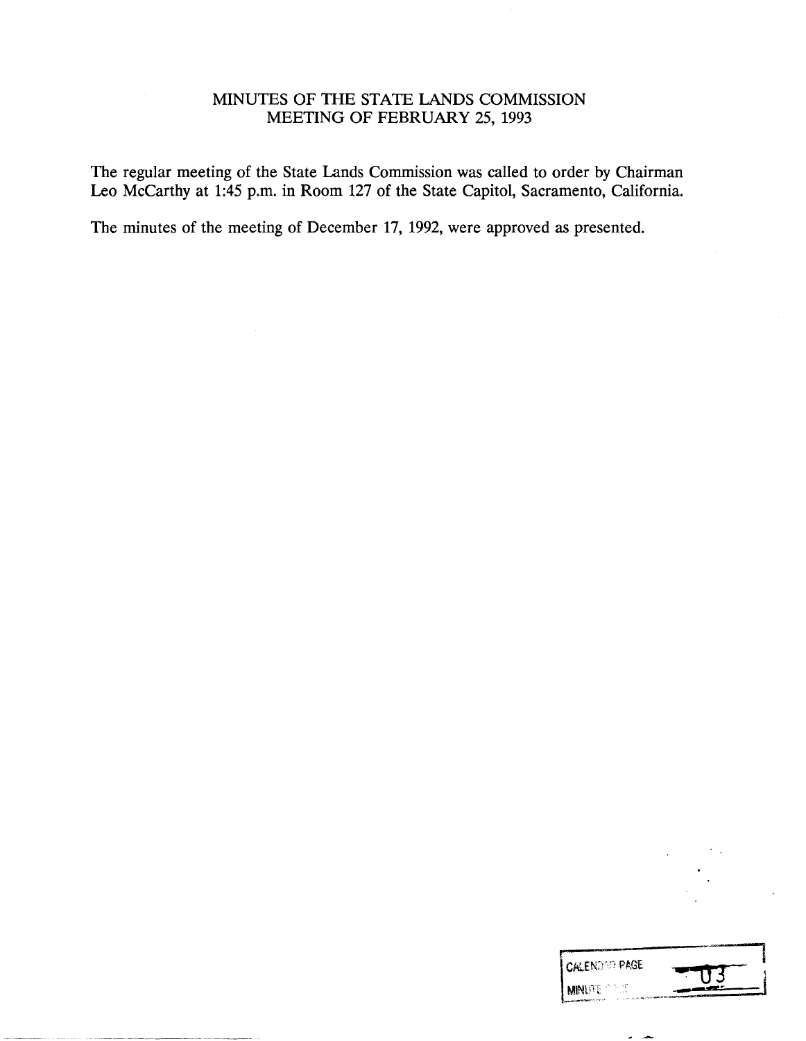# MINUTES OF THE STATE LANDS COMMISSION
## MEETING OF FEBRUARY 25, 1993

The regular meeting of the State Lands Commission was called to order by Chairman Leo McCarthy at 1:45 p.m. in Room 127 of the State Capitol, Sacramento, California.

The minutes of the meeting of December 17, 1992, were approved as presented.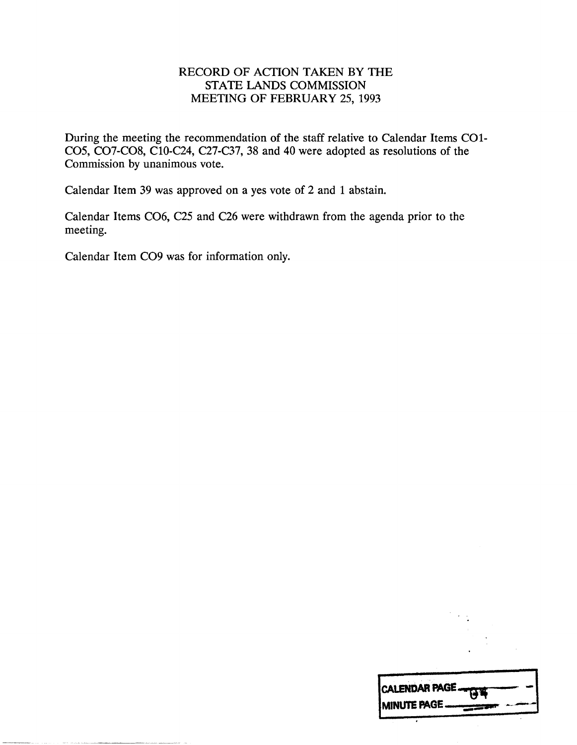# RECORD OF ACTION TAKEN BY THE STATE LANDS COMMISSION MEETING OF FEBRUARY 25, 1993

During the meeting the recommendation of the staff relative to Calendar Items CO1-CO5, CO7-CO8, C10-C24, C27-C37, 38 and 40 were adopted as resolutions of the Commission by unanimous vote.

Calendar Item 39 was approved on a yes vote of 2 and 1 abstain.

Calendar Items CO6, C25 and C26 were withdrawn from the agenda prior to the meeting.

Calendar Item CO9 was for information only.

CALENDAR PAGE 04

MINUTE PAGE